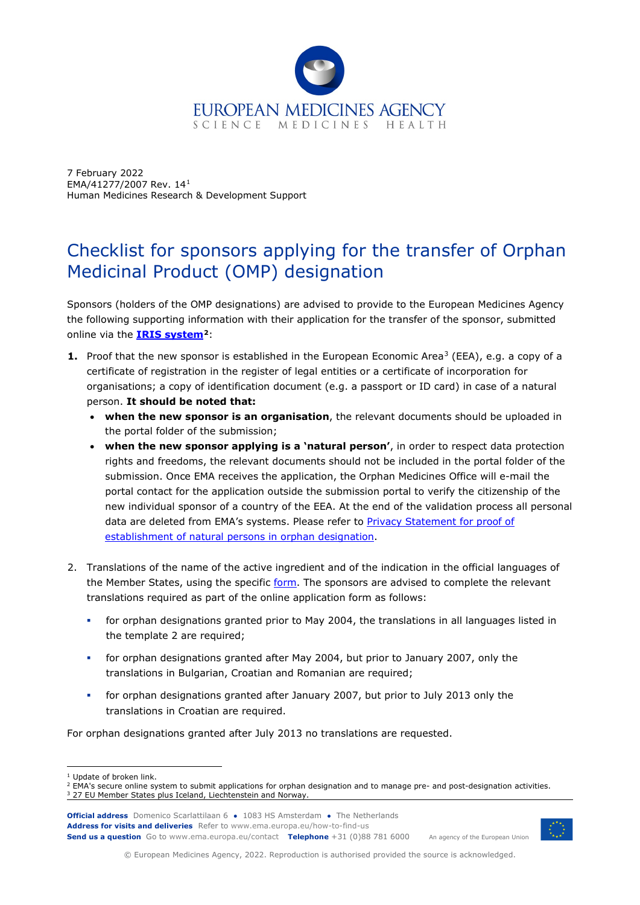7 February 2022
EMA/41277/2007 Rev. 14[1]
Human Medicines Research & Development Support

# Checklist for sponsors applying for the transfer of Orphan Medicinal Product (OMP) designation

Sponsors (holders of the OMP designations) are advised to provide to the European Medicines Agency the following supporting information with their application for the transfer of the sponsor, submitted online via the **IRIS system**[2]:

1. Proof that the new sponsor is established in the European Economic Area[3] (EEA), e.g. a copy of a certificate of registration in the register of legal entities or a certificate of incorporation for organisations; a copy of identification document (e.g. a passport or ID card) in case of a natural person. **It should be noted that:**
   - **when the new sponsor is an organisation**, the relevant documents should be uploaded in the portal folder of the submission;
   - **when the new sponsor applying is a 'natural person'**, in order to respect data protection rights and freedoms, the relevant documents should not be included in the portal folder of the submission. Once EMA receives the application, the Orphan Medicines Office will e-mail the portal contact for the application outside the submission portal to verify the citizenship of the new individual sponsor of a country of the EEA. At the end of the validation process all personal data are deleted from EMA's systems. Please refer to Privacy Statement for proof of establishment of natural persons in orphan designation.

2. Translations of the name of the active ingredient and of the indication in the official languages of the Member States, using the specific form. The sponsors are advised to complete the relevant translations required as part of the online application form as follows:
   - for orphan designations granted prior to May 2004, the translations in all languages listed in the template 2 are required;
   - for orphan designations granted after May 2004, but prior to January 2007, only the translations in Bulgarian, Croatian and Romanian are required;
   - for orphan designations granted after January 2007, but prior to July 2013 only the translations in Croatian are required.

For orphan designations granted after July 2013 no translations are requested.

---

[1] Update of broken link.
[2] EMA's secure online system to submit applications for orphan designation and to manage pre- and post-designation activities.
[3] 27 EU Member States plus Iceland, Liechtenstein and Norway.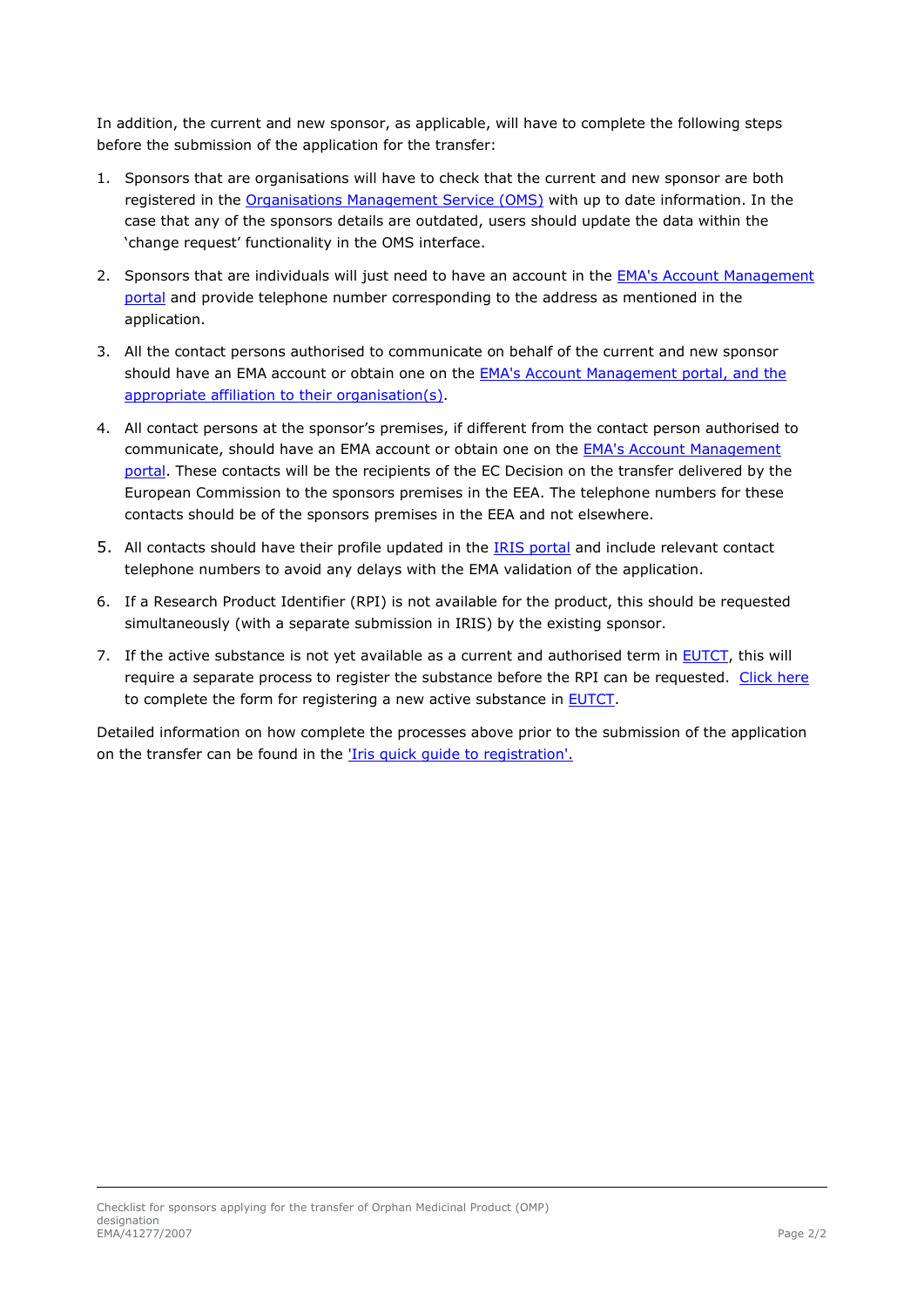In addition, the current and new sponsor, as applicable, will have to complete the following steps before the submission of the application for the transfer:

1. Sponsors that are organisations will have to check that the current and new sponsor are both registered in the Organisations Management Service (OMS) with up to date information. In the case that any of the sponsors details are outdated, users should update the data within the 'change request' functionality in the OMS interface.
2. Sponsors that are individuals will just need to have an account in the EMA's Account Management portal and provide telephone number corresponding to the address as mentioned in the application.
3. All the contact persons authorised to communicate on behalf of the current and new sponsor should have an EMA account or obtain one on the EMA's Account Management portal, and the appropriate affiliation to their organisation(s).
4. All contact persons at the sponsor's premises, if different from the contact person authorised to communicate, should have an EMA account or obtain one on the EMA's Account Management portal. These contacts will be the recipients of the EC Decision on the transfer delivered by the European Commission to the sponsors premises in the EEA. The telephone numbers for these contacts should be of the sponsors premises in the EEA and not elsewhere.
5. All contacts should have their profile updated in the IRIS portal and include relevant contact telephone numbers to avoid any delays with the EMA validation of the application.
6. If a Research Product Identifier (RPI) is not available for the product, this should be requested simultaneously (with a separate submission in IRIS) by the existing sponsor.
7. If the active substance is not yet available as a current and authorised term in EUTCT, this will require a separate process to register the substance before the RPI can be requested. Click here to complete the form for registering a new active substance in EUTCT.

Detailed information on how complete the processes above prior to the submission of the application on the transfer can be found in the 'Iris quick guide to registration'.